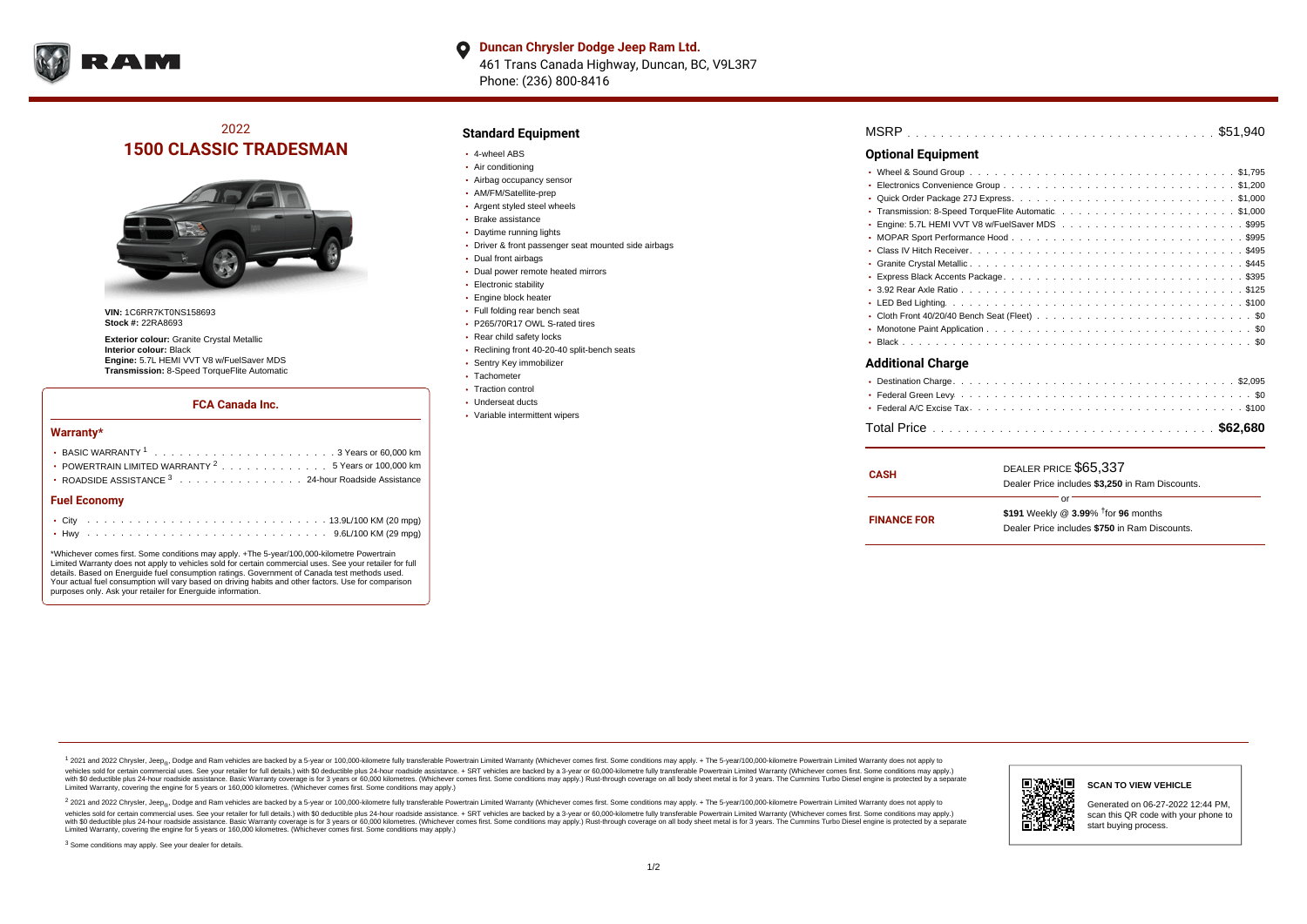**Duncan Chrysler Dodge Jeep Ram Ltd.**
461 Trans Canada Highway, Duncan, BC, V9L3R7
Phone: (236) 800-8416

## 2022
## 1500 CLASSIC TRADESMAN

**VIN:** 1C6RR7KT0NS158693
**Stock #:** 22RA8693

**Exterior colour:** Granite Crystal Metallic
**Interior colour:** Black
**Engine:** 5.7L HEMI VVT V8 w/FuelSaver MDS
**Transmission:** 8-Speed TorqueFlite Automatic

### FCA Canada Inc.

#### Warranty*

- BASIC WARRANTY [1] . . . . . . . . . . 3 Years or 60,000 km
- POWERTRAIN LIMITED WARRANTY [2] . . . . . . . . . . 5 Years or 100,000 km
- ROADSIDE ASSISTANCE [3] . . . . . . . . . . 24-hour Roadside Assistance

#### Fuel Economy

- City . . . . . . . . . . 13.9L/100 KM (20 mpg)
- Hwy . . . . . . . . . . 9.6L/100 KM (29 mpg)

*Whichever comes first. Some conditions may apply. +The 5-year/100,000-kilometre Powertrain Limited Warranty does not apply to vehicles sold for certain commercial uses. See your retailer for full details. Based on Energuide fuel consumption ratings. Government of Canada test methods used. Your actual fuel consumption will vary based on driving habits and other factors. Use for comparison purposes only. Ask your retailer for Energuide information.

### Standard Equipment

- 4-wheel ABS
- Air conditioning
- Airbag occupancy sensor
- AM/FM/Satellite-prep
- Argent styled steel wheels
- Brake assistance
- Daytime running lights
- Driver & front passenger seat mounted side airbags
- Dual front airbags
- Dual power remote heated mirrors
- Electronic stability
- Engine block heater
- Full folding rear bench seat
- P265/70R17 OWL S-rated tires
- Rear child safety locks
- Reclining front 40-20-40 split-bench seats
- Sentry Key immobilizer
- Tachometer
- Traction control
- Underseat ducts
- Variable intermittent wipers

MSRP . . . . . . . . . . $51,940

### Optional Equipment

- Wheel & Sound Group . . . . . . . . . . $1,795
- Electronics Convenience Group . . . . . . . . . . $1,200
- Quick Order Package 27J Express . . . . . . . . . . $1,000
- Transmission: 8-Speed TorqueFlite Automatic . . . . . . . . . . $1,000
- Engine: 5.7L HEMI VVT V8 w/FuelSaver MDS . . . . . . . . . . $995
- MOPAR Sport Performance Hood . . . . . . . . . . $995
- Class IV Hitch Receiver . . . . . . . . . . $495
- Granite Crystal Metallic . . . . . . . . . . $445
- Express Black Accents Package . . . . . . . . . . $395
- 3.92 Rear Axle Ratio . . . . . . . . . . $125
- LED Bed Lighting . . . . . . . . . . $100
- Cloth Front 40/20/40 Bench Seat (Fleet) . . . . . . . . . . $0
- Monotone Paint Application . . . . . . . . . . $0
- Black . . . . . . . . . . $0

### Additional Charge

- Destination Charge . . . . . . . . . . $2,095
- Federal Green Levy . . . . . . . . . . $0
- Federal A/C Excise Tax . . . . . . . . . . $100

Total Price . . . . . . . . . . **$62,680**

| | |
|---|---|
| **CASH** | DEALER PRICE $65,337<br>Dealer Price includes **$3,250** in Ram Discounts. |
| | or |
| **FINANCE FOR** | **$191** Weekly @ **3.99%** †for **96** months<br>Dealer Price includes **$750** in Ram Discounts. |

[1] 2021 and 2022 Chrysler, Jeep®, Dodge and Ram vehicles are backed by a 5-year or 100,000-kilometre fully transferable Powertrain Limited Warranty (Whichever comes first. Some conditions may apply. + The 5-year/100,000-kilometre Powertrain Limited Warranty does not apply to vehicles sold for certain commercial uses. See your retailer for full details.) with $0 deductible plus 24-hour roadside assistance. + SRT vehicles are backed by a 3-year or 60,000-kilometre fully transferable Powertrain Limited Warranty (Whichever comes first. Some conditions may apply.) with $0 deductible plus 24-hour roadside assistance. Basic Warranty coverage is for 3 years or 60,000 kilometres. (Whichever comes first. Some conditions may apply.) Rust-through coverage on all body sheet metal is for 3 years. The Cummins Turbo Diesel engine is protected by a separate Limited Warranty, covering the engine for 5 years or 160,000 kilometres. (Whichever comes first. Some conditions may apply.)

[2] 2021 and 2022 Chrysler, Jeep®, Dodge and Ram vehicles are backed by a 5-year or 100,000-kilometre fully transferable Powertrain Limited Warranty (Whichever comes first. Some conditions may apply. + The 5-year/100,000-kilometre Powertrain Limited Warranty does not apply to vehicles sold for certain commercial uses. See your retailer for full details.) with $0 deductible plus 24-hour roadside assistance. + SRT vehicles are backed by a 3-year or 60,000-kilometre fully transferable Powertrain Limited Warranty (Whichever comes first. Some conditions may apply.) with $0 deductible plus 24-hour roadside assistance. Basic Warranty coverage is for 3 years or 60,000 kilometres. (Whichever comes first. Some conditions may apply.) Rust-through coverage on all body sheet metal is for 3 years. The Cummins Turbo Diesel engine is protected by a separate Limited Warranty, covering the engine for 5 years or 160,000 kilometres. (Whichever comes first. Some conditions may apply.)

[3] Some conditions may apply. See your dealer for details.

**SCAN TO VIEW VEHICLE**

Generated on 06-27-2022 12:44 PM, scan this QR code with your phone to start buying process.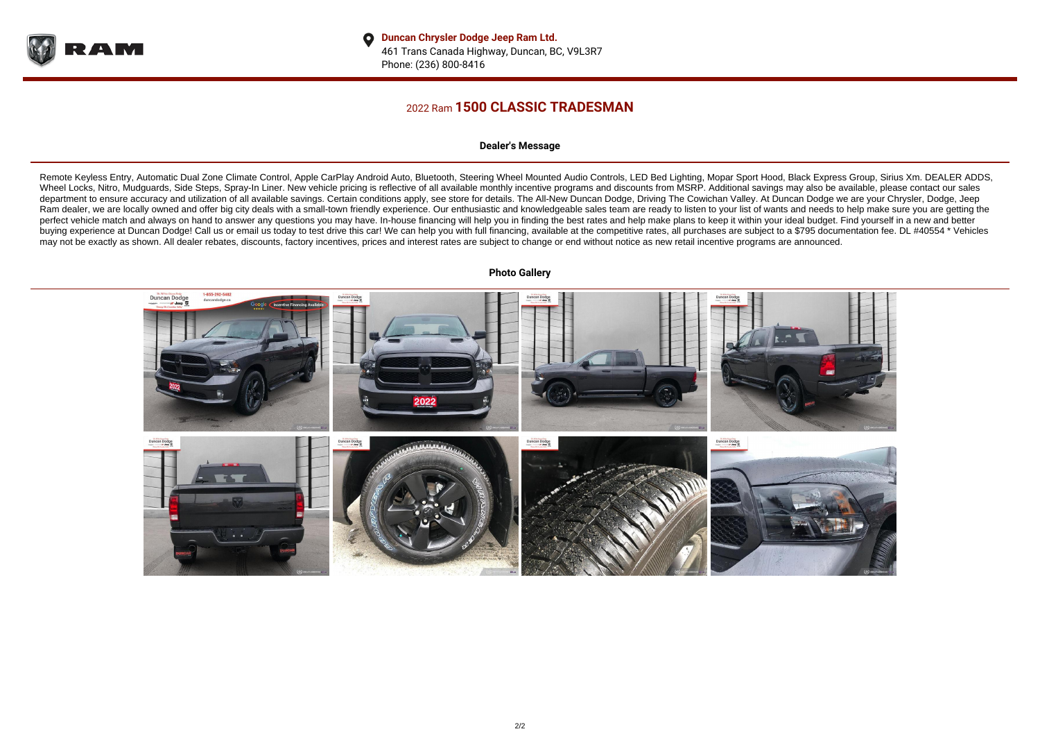**Duncan Chrysler Dodge Jeep Ram Ltd.**
461 Trans Canada Highway, Duncan, BC, V9L3R7
Phone: (236) 800-8416

# 2022 Ram **1500 CLASSIC TRADESMAN**

## Dealer's Message

Remote Keyless Entry, Automatic Dual Zone Climate Control, Apple CarPlay Android Auto, Bluetooth, Steering Wheel Mounted Audio Controls, LED Bed Lighting, Mopar Sport Hood, Black Express Group, Sirius Xm. DEALER ADDS, Wheel Locks, Nitro, Mudguards, Side Steps, Spray-In Liner. New vehicle pricing is reflective of all available monthly incentive programs and discounts from MSRP. Additional savings may also be available, please contact our sales department to ensure accuracy and utilization of all available savings. Certain conditions apply, see store for details. The All-New Duncan Dodge, Driving The Cowichan Valley. At Duncan Dodge we are your Chrysler, Dodge, Jeep Ram dealer, we are locally owned and offer big city deals with a small-town friendly experience. Our enthusiastic and knowledgeable sales team are ready to listen to your list of wants and needs to help make sure you are getting the perfect vehicle match and always on hand to answer any questions you may have. In-house financing will help you in finding the best rates and help make plans to keep it within your ideal budget. Find yourself in a new and better buying experience at Duncan Dodge! Call us or email us today to test drive this car! We can help you with full financing, available at the competitive rates, all purchases are subject to a $795 documentation fee. DL #40554 * Vehicles may not be exactly as shown. All dealer rebates, discounts, factory incentives, prices and interest rates are subject to change or end without notice as new retail incentive programs are announced.

## Photo Gallery